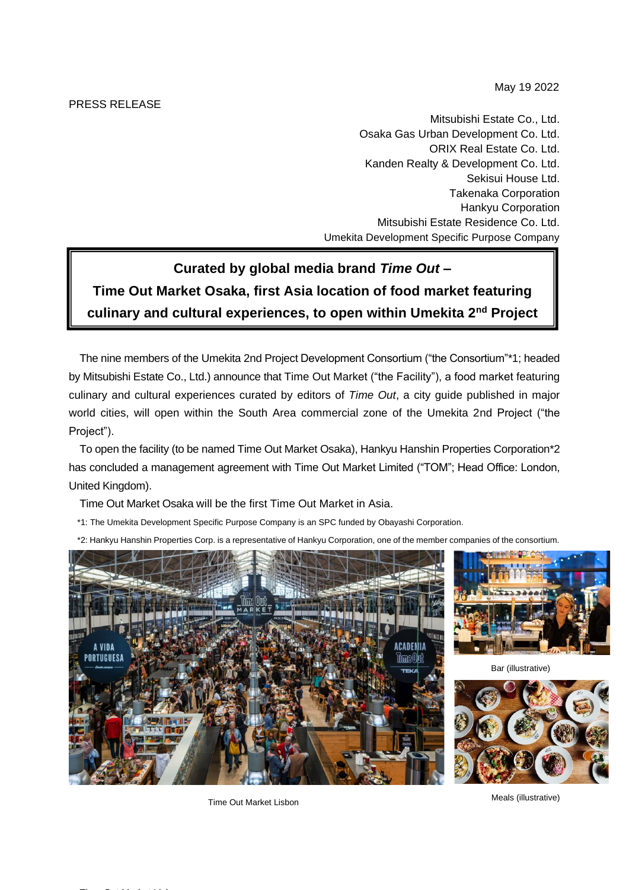May 19 2022

PRESS RELEASE

Mitsubishi Estate Co., Ltd.
Osaka Gas Urban Development Co. Ltd.
ORIX Real Estate Co. Ltd.
Kanden Realty & Development Co. Ltd.
Sekisui House Ltd.
Takenaka Corporation
Hankyu Corporation
Mitsubishi Estate Residence Co. Ltd.
Umekita Development Specific Purpose Company

# Curated by global media brand *Time Out* – Time Out Market Osaka, first Asia location of food market featuring culinary and cultural experiences, to open within Umekita 2nd Project

The nine members of the Umekita 2nd Project Development Consortium ("the Consortium"*1; headed by Mitsubishi Estate Co., Ltd.) announce that Time Out Market ("the Facility"), a food market featuring culinary and cultural experiences curated by editors of *Time Out*, a city guide published in major world cities, will open within the South Area commercial zone of the Umekita 2nd Project ("the Project").

To open the facility (to be named Time Out Market Osaka), Hankyu Hanshin Properties Corporation*2 has concluded a management agreement with Time Out Market Limited ("TOM"; Head Office: London, United Kingdom).

Time Out Market Osaka will be the first Time Out Market in Asia.

*1: The Umekita Development Specific Purpose Company is an SPC funded by Obayashi Corporation.

*2: Hankyu Hanshin Properties Corp. is a representative of Hankyu Corporation, one of the member companies of the consortium.

Time Out Market Lisbon

Bar (illustrative)

Meals (illustrative)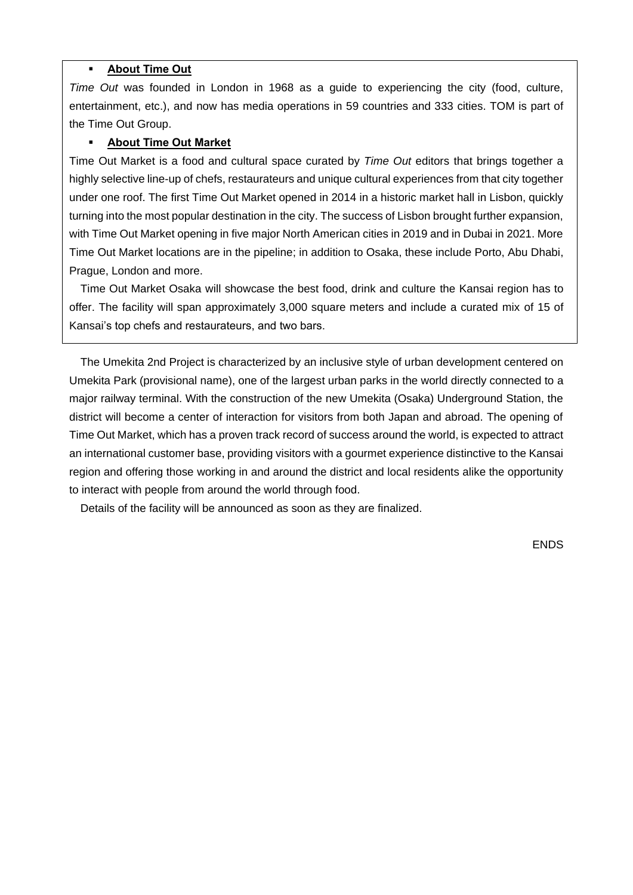- **About Time Out**

*Time Out* was founded in London in 1968 as a guide to experiencing the city (food, culture, entertainment, etc.), and now has media operations in 59 countries and 333 cities. TOM is part of the Time Out Group.

- **About Time Out Market**

Time Out Market is a food and cultural space curated by *Time Out* editors that brings together a highly selective line-up of chefs, restaurateurs and unique cultural experiences from that city together under one roof. The first Time Out Market opened in 2014 in a historic market hall in Lisbon, quickly turning into the most popular destination in the city. The success of Lisbon brought further expansion, with Time Out Market opening in five major North American cities in 2019 and in Dubai in 2021. More Time Out Market locations are in the pipeline; in addition to Osaka, these include Porto, Abu Dhabi, Prague, London and more.

Time Out Market Osaka will showcase the best food, drink and culture the Kansai region has to offer. The facility will span approximately 3,000 square meters and include a curated mix of 15 of Kansai's top chefs and restaurateurs, and two bars.

The Umekita 2nd Project is characterized by an inclusive style of urban development centered on Umekita Park (provisional name), one of the largest urban parks in the world directly connected to a major railway terminal. With the construction of the new Umekita (Osaka) Underground Station, the district will become a center of interaction for visitors from both Japan and abroad. The opening of Time Out Market, which has a proven track record of success around the world, is expected to attract an international customer base, providing visitors with a gourmet experience distinctive to the Kansai region and offering those working in and around the district and local residents alike the opportunity to interact with people from around the world through food.

Details of the facility will be announced as soon as they are finalized.

ENDS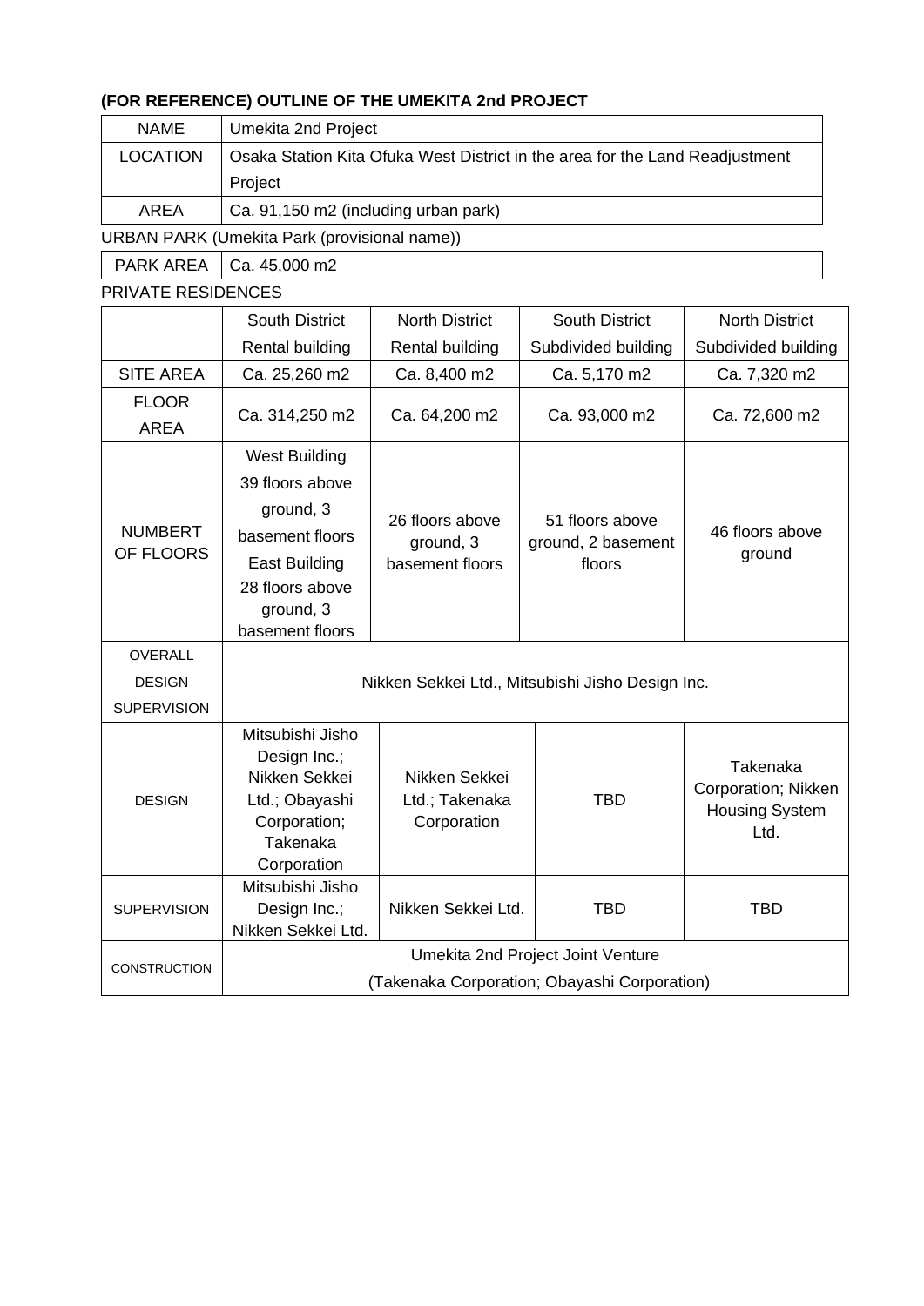**(FOR REFERENCE) OUTLINE OF THE UMEKITA 2nd PROJECT**

| NAME | Umekita 2nd Project |
|---|---|
| LOCATION | Osaka Station Kita Ofuka West District in the area for the Land Readjustment Project |
| AREA | Ca. 91,150 m2 (including urban park) |

URBAN PARK (Umekita Park (provisional name))

| PARK AREA | Ca. 45,000 m2 |
|---|---|

PRIVATE RESIDENCES

| | South District Rental building | North District Rental building | South District Subdivided building | North District Subdivided building |
|---|---|---|---|---|
| SITE AREA | Ca. 25,260 m2 | Ca. 8,400 m2 | Ca. 5,170 m2 | Ca. 7,320 m2 |
| FLOOR AREA | Ca. 314,250 m2 | Ca. 64,200 m2 | Ca. 93,000 m2 | Ca. 72,600 m2 |
| NUMBERT OF FLOORS | West Building 39 floors above ground, 3 basement floors East Building 28 floors above ground, 3 basement floors | 26 floors above ground, 3 basement floors | 51 floors above ground, 2 basement floors | 46 floors above ground |
| OVERALL DESIGN SUPERVISION | Nikken Sekkei Ltd., Mitsubishi Jisho Design Inc. | | | |
| DESIGN | Mitsubishi Jisho Design Inc.; Nikken Sekkei Ltd.; Obayashi Corporation; Takenaka Corporation | Nikken Sekkei Ltd.; Takenaka Corporation | TBD | Takenaka Corporation; Nikken Housing System Ltd. |
| SUPERVISION | Mitsubishi Jisho Design Inc.; Nikken Sekkei Ltd. | Nikken Sekkei Ltd. | TBD | TBD |
| CONSTRUCTION | Umekita 2nd Project Joint Venture (Takenaka Corporation; Obayashi Corporation) | | | |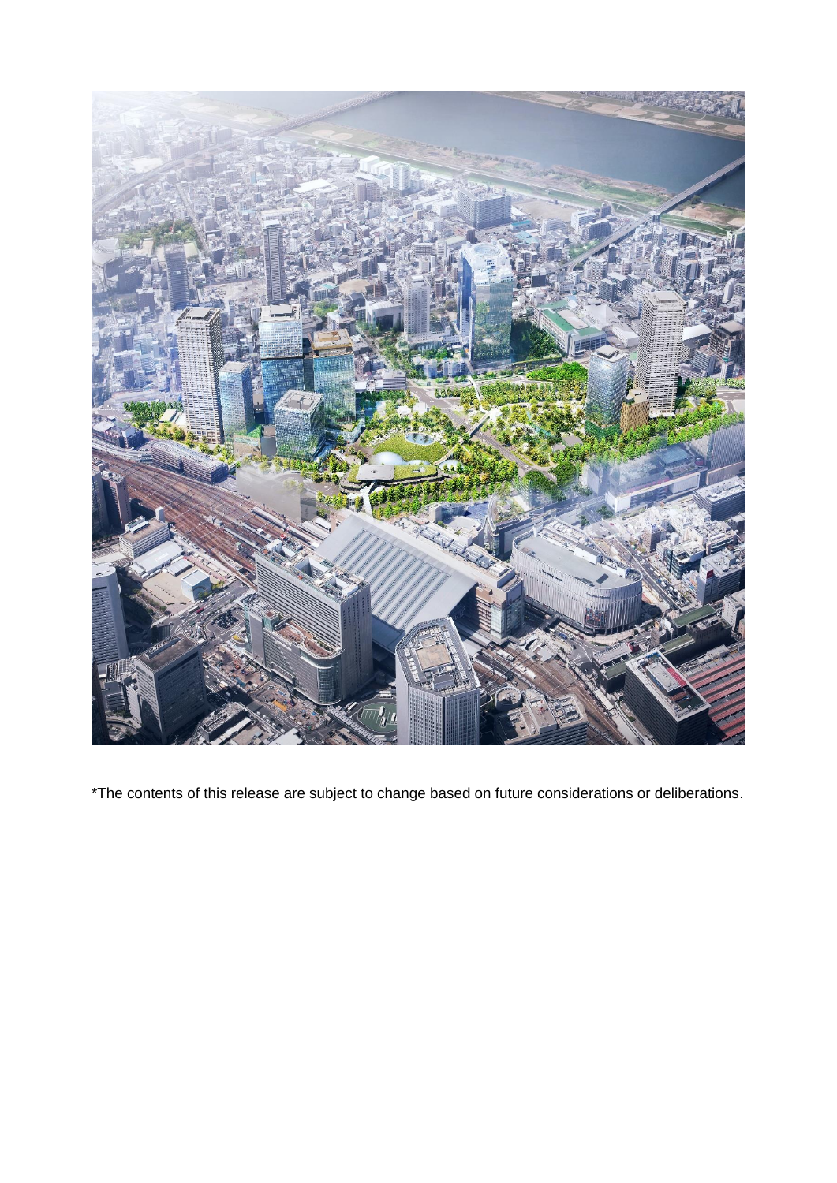*The contents of this release are subject to change based on future considerations or deliberations.